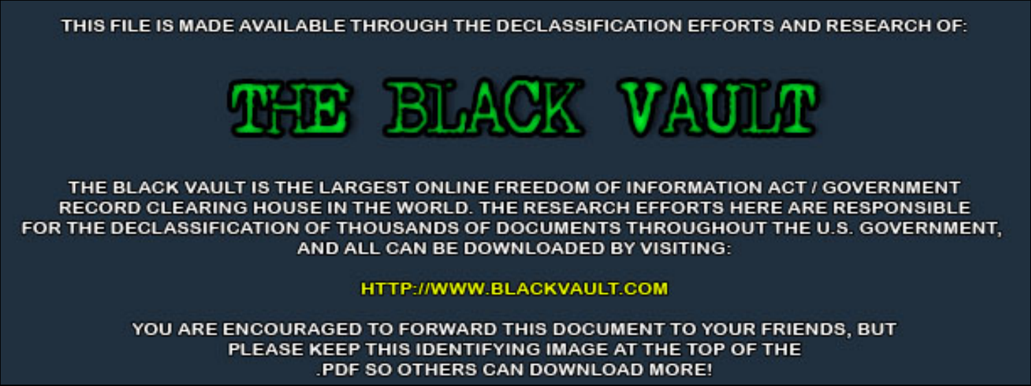THIS FILE IS MADE AVAILABLE THROUGH THE DECLASSIFICATION EFFORTS AND RESEARCH OF:

# THE BLACK VAULT

THE BLACK VAULT IS THE LARGEST ONLINE FREEDOM OF INFORMATION ACT / GOVERNMENT RECORD CLEARING HOUSE IN THE WORLD. THE RESEARCH EFFORTS HERE ARE RESPONSIBLE FOR THE DECLASSIFICATION OF THOUSANDS OF DOCUMENTS THROUGHOUT THE U.S. GOVERNMENT, AND ALL CAN BE DOWNLOADED BY VISITING:

HTTP://WWW.BLACKVAULT.COM

YOU ARE ENCOURAGED TO FORWARD THIS DOCUMENT TO YOUR FRIENDS, BUT PLEASE KEEP THIS IDENTIFYING IMAGE AT THE TOP OF THE .PDF SO OTHERS CAN DOWNLOAD MORE!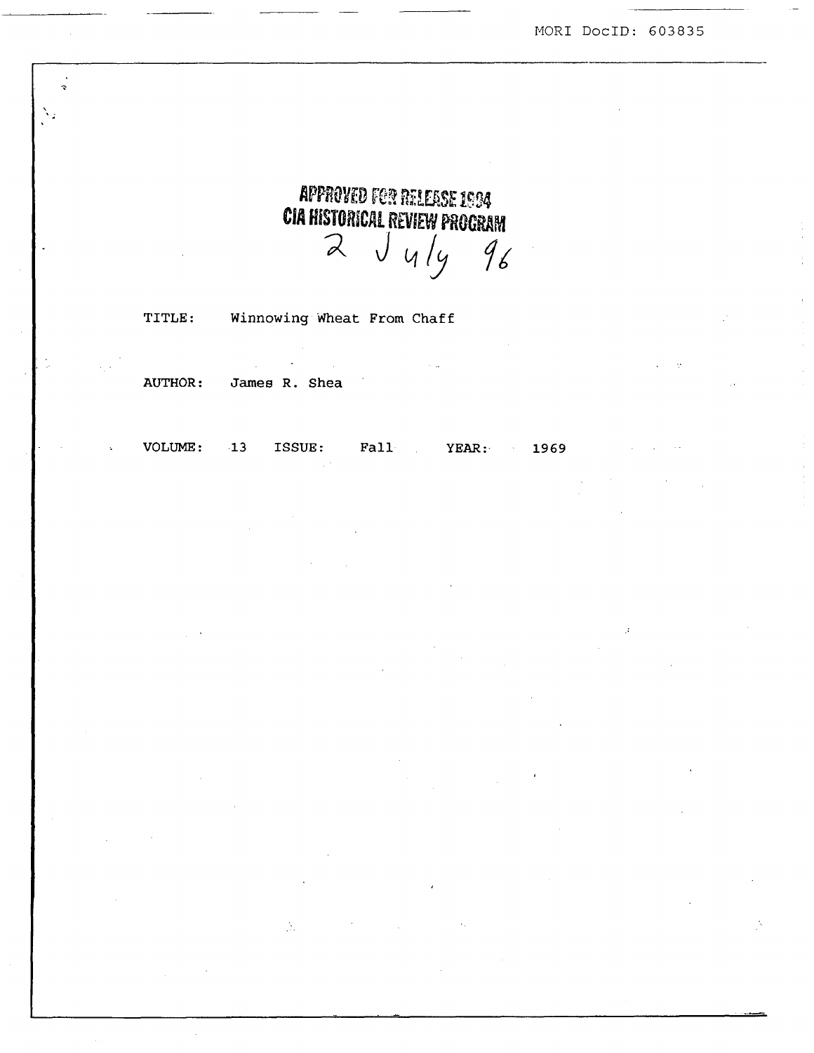MORI DocID: 603835

APPROVED FOR RELEASE 1994
CIA HISTORICAL REVIEW PROGRAM
2 July 96

TITLE: Winnowing Wheat From Chaff

AUTHOR: James R. Shea

VOLUME: 13 ISSUE: Fall YEAR: 1969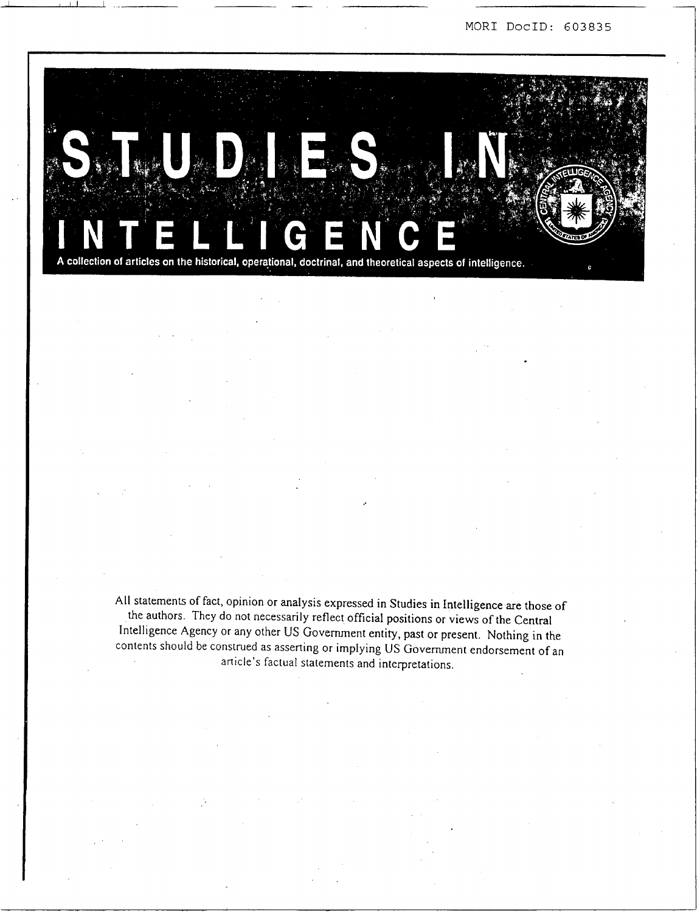MORI DocID: 603835

# STUDIES IN INTELLIGENCE

A collection of articles on the historical, operational, doctrinal, and theoretical aspects of intelligence.

All statements of fact, opinion or analysis expressed in Studies in Intelligence are those of the authors. They do not necessarily reflect official positions or views of the Central Intelligence Agency or any other US Government entity, past or present. Nothing in the contents should be construed as asserting or implying US Government endorsement of an article's factual statements and interpretations.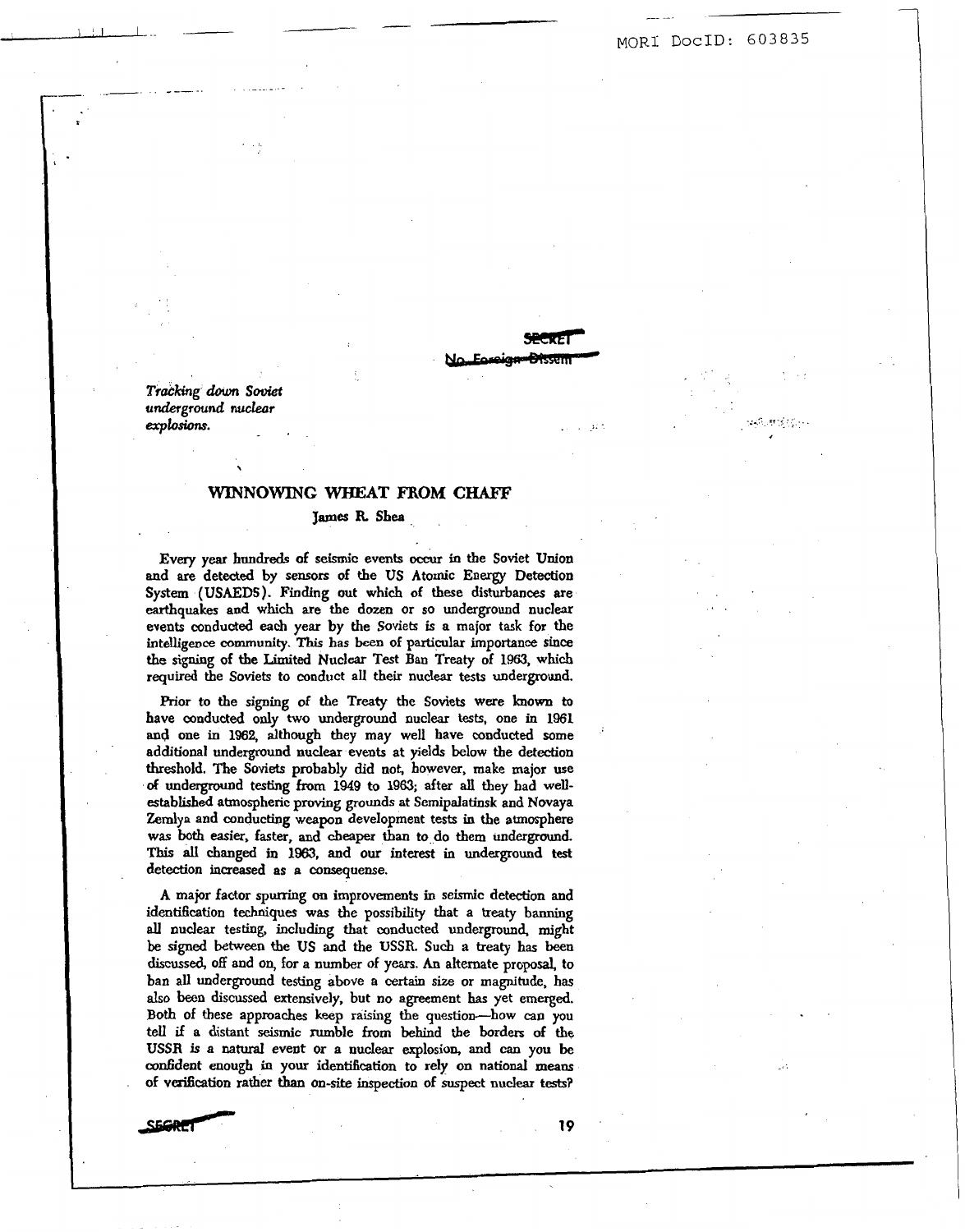MORI DocID: 603835

SECRET
No Foreign Dissem

*Tracking down Soviet underground nuclear explosions.*

# WINNOWING WHEAT FROM CHAFF

James R. Shea

Every year hundreds of seismic events occur in the Soviet Union and are detected by sensors of the US Atomic Energy Detection System (USAEDS). Finding out which of these disturbances are earthquakes and which are the dozen or so underground nuclear events conducted each year by the Soviets is a major task for the intelligence community. This has been of particular importance since the signing of the Limited Nuclear Test Ban Treaty of 1963, which required the Soviets to conduct all their nuclear tests underground.

Prior to the signing of the Treaty the Soviets were known to have conducted only two underground nuclear tests, one in 1961 and one in 1962, although they may well have conducted some additional underground nuclear events at yields below the detection threshold. The Soviets probably did not, however, make major use of underground testing from 1949 to 1963; after all they had well-established atmospheric proving grounds at Semipalatinsk and Novaya Zemlya and conducting weapon development tests in the atmosphere was both easier, faster, and cheaper than to do them underground. This all changed in 1963, and our interest in underground test detection increased as a consequense.

A major factor spurring on improvements in seismic detection and identification techniques was the possibility that a treaty banning all nuclear testing, including that conducted underground, might be signed between the US and the USSR. Such a treaty has been discussed, off and on, for a number of years. An alternate proposal, to ban all underground testing above a certain size or magnitude, has also been discussed extensively, but no agreement has yet emerged. Both of these approaches keep raising the question—how can you tell if a distant seismic rumble from behind the borders of the USSR is a natural event or a nuclear explosion, and can you be confident enough in your identification to rely on national means of verification rather than on-site inspection of suspect nuclear tests?

SECRET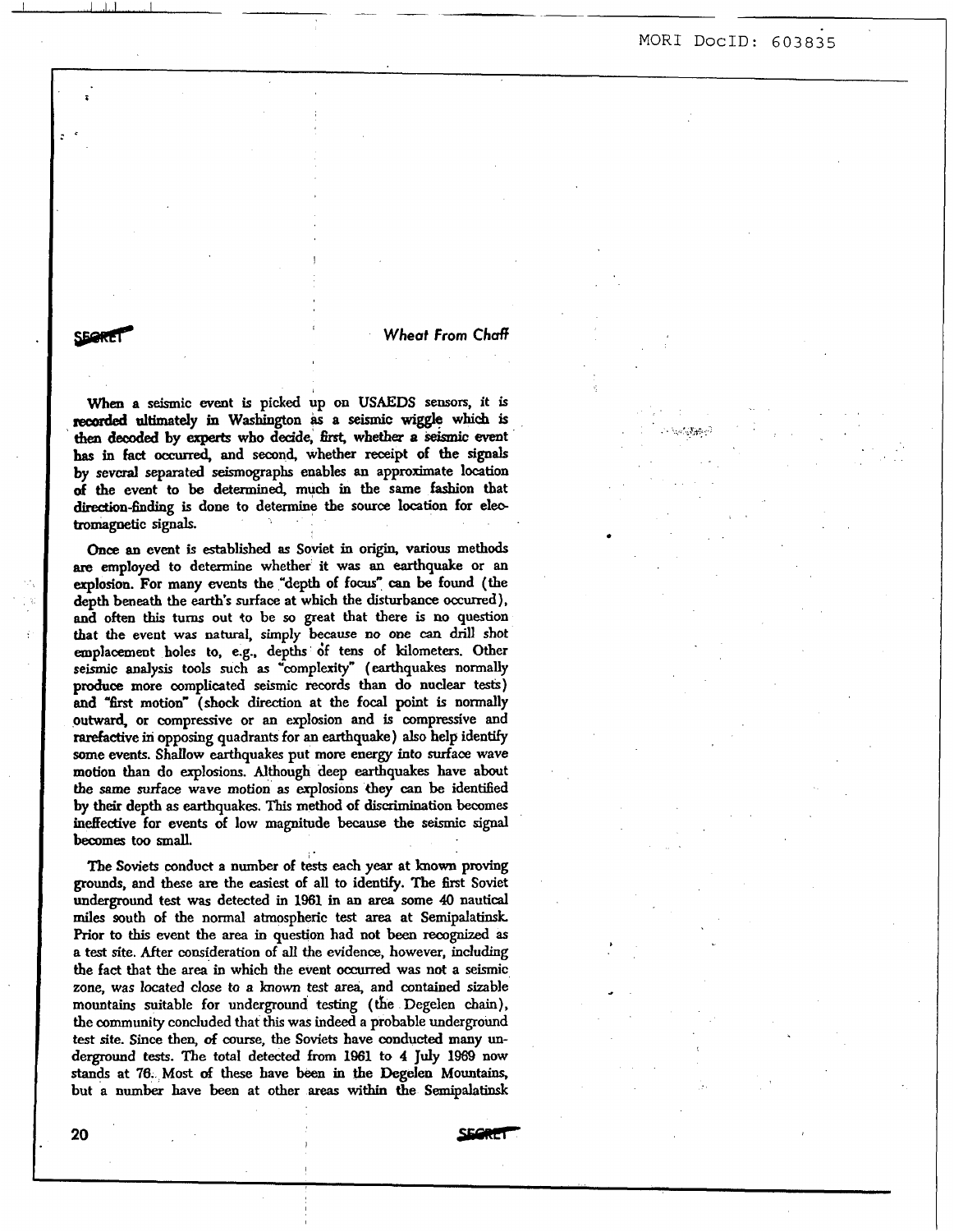When a seismic event is picked up on USAEDS sensors, it is recorded ultimately in Washington as a seismic wiggle which is then decoded by experts who decide, first, whether a seismic event has in fact occurred, and second, whether receipt of the signals by several separated seismographs enables an approximate location of the event to be determined, much in the same fashion that direction-finding is done to determine the source location for electromagnetic signals.

Once an event is established as Soviet in origin, various methods are employed to determine whether it was an earthquake or an explosion. For many events the "depth of focus" can be found (the depth beneath the earth's surface at which the disturbance occurred), and often this turns out to be so great that there is no question that the event was natural, simply because no one can drill shot emplacement holes to, e.g., depths of tens of kilometers. Other seismic analysis tools such as "complexity" (earthquakes normally produce more complicated seismic records than do nuclear tests) and "first motion" (shock direction at the focal point is normally outward, or compressive or an explosion and is compressive and rarefactive in opposing quadrants for an earthquake) also help identify some events. Shallow earthquakes put more energy into surface wave motion than do explosions. Although deep earthquakes have about the same surface wave motion as explosions they can be identified by their depth as earthquakes. This method of discrimination becomes ineffective for events of low magnitude because the seismic signal becomes too small.

The Soviets conduct a number of tests each year at known proving grounds, and these are the easiest of all to identify. The first Soviet underground test was detected in 1961 in an area some 40 nautical miles south of the normal atmospheric test area at Semipalatinsk. Prior to this event the area in question had not been recognized as a test site. After consideration of all the evidence, however, including the fact that the area in which the event occurred was not a seismic zone, was located close to a known test area, and contained sizable mountains suitable for underground testing (the Degelen chain), the community concluded that this was indeed a probable underground test site. Since then, of course, the Soviets have conducted many underground tests. The total detected from 1961 to 4 July 1969 now stands at 76. Most of these have been in the Degelen Mountains, but a number have been at other areas within the Semipalatinsk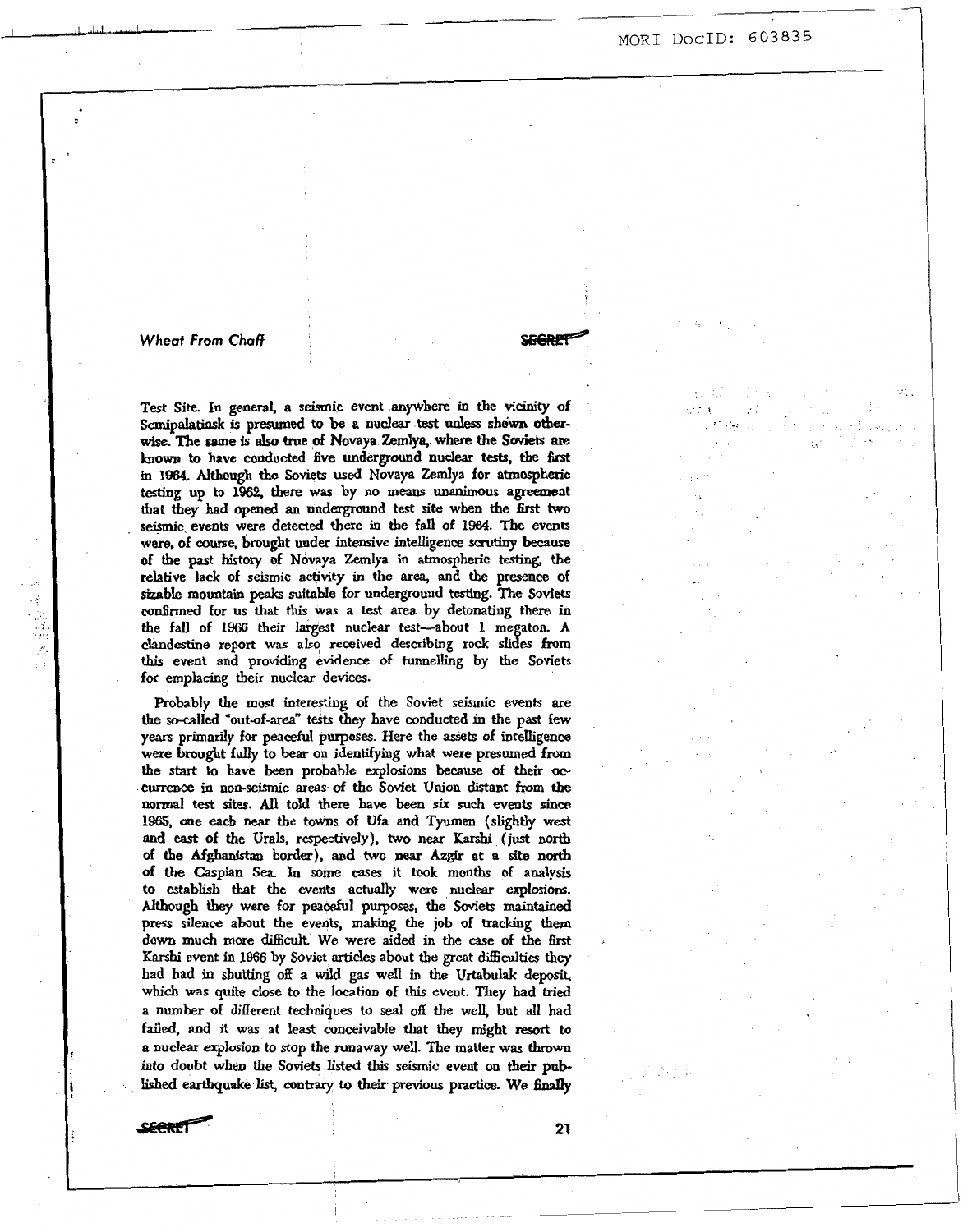Test Site. In general, a seismic event anywhere in the vicinity of Semipalatinsk is presumed to be a nuclear test unless shown otherwise. The same is also true of Novaya Zemlya, where the Soviets are known to have conducted five underground nuclear tests, the first in 1964. Although the Soviets used Novaya Zemlya for atmospheric testing up to 1962, there was by no means unanimous agreement that they had opened an underground test site when the first two seismic events were detected there in the fall of 1964. The events were, of course, brought under intensive intelligence scrutiny because of the past history of Novaya Zemlya in atmospheric testing, the relative lack of seismic activity in the area, and the presence of sizable mountain peaks suitable for underground testing. The Soviets confirmed for us that this was a test area by detonating there in the fall of 1966 their largest nuclear test—about 1 megaton. A clandestine report was also received describing rock slides from this event and providing evidence of tunnelling by the Soviets for emplacing their nuclear devices.

Probably the most interesting of the Soviet seismic events are the so-called "out-of-area" tests they have conducted in the past few years primarily for peaceful purposes. Here the assets of intelligence were brought fully to bear on identifying what were presumed from the start to have been probable explosions because of their occurrence in non-seismic areas of the Soviet Union distant from the normal test sites. All told there have been six such events since 1965, one each near the towns of Ufa and Tyumen (slightly west and east of the Urals, respectively), two near Karshi (just north of the Afghanistan border), and two near Azgir at a site north of the Caspian Sea. In some cases it took months of analysis to establish that the events actually were nuclear explosions. Although they were for peaceful purposes, the Soviets maintained press silence about the events, making the job of tracking them down much more difficult. We were aided in the case of the first Karshi event in 1966 by Soviet articles about the great difficulties they had had in shutting off a wild gas well in the Urtabulak deposit, which was quite close to the location of this event. They had tried a number of different techniques to seal off the well, but all had failed, and it was at least conceivable that they might resort to a nuclear explosion to stop the runaway well. The matter was thrown into doubt when the Soviets listed this seismic event on their published earthquake list, contrary to their previous practice. We finally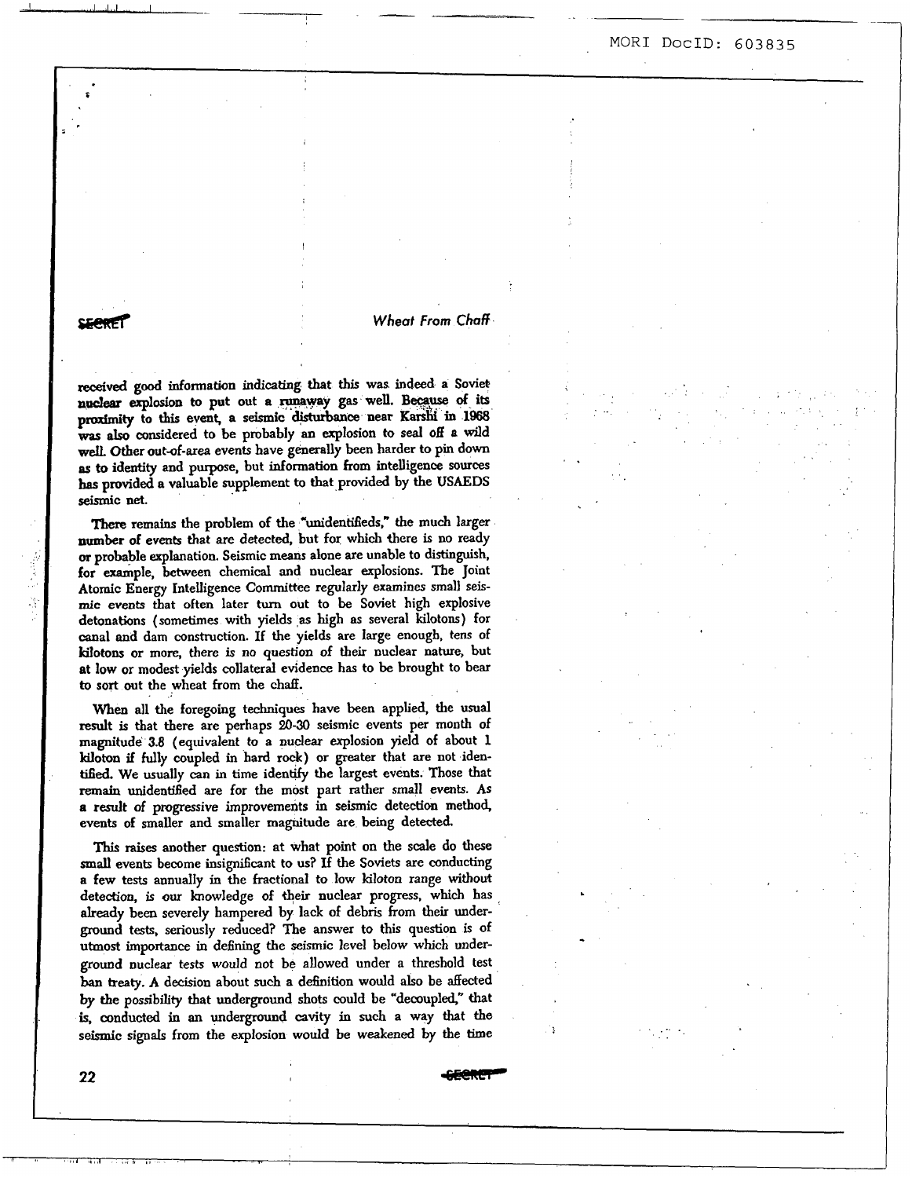received good information indicating that this was indeed a Soviet nuclear explosion to put out a runaway gas well. Because of its proximity to this event, a seismic disturbance near Karshi in 1968 was also considered to be probably an explosion to seal off a wild well. Other out-of-area events have generally been harder to pin down as to identity and purpose, but information from intelligence sources has provided a valuable supplement to that provided by the USAEDS seismic net.

There remains the problem of the "unidentifieds," the much larger number of events that are detected, but for which there is no ready or probable explanation. Seismic means alone are unable to distinguish, for example, between chemical and nuclear explosions. The Joint Atomic Energy Intelligence Committee regularly examines small seismic events that often later turn out to be Soviet high explosive detonations (sometimes with yields as high as several kilotons) for canal and dam construction. If the yields are large enough, tens of kilotons or more, there is no question of their nuclear nature, but at low or modest yields collateral evidence has to be brought to bear to sort out the wheat from the chaff.

When all the foregoing techniques have been applied, the usual result is that there are perhaps 20-30 seismic events per month of magnitude 3.8 (equivalent to a nuclear explosion yield of about 1 kiloton if fully coupled in hard rock) or greater that are not identified. We usually can in time identify the largest events. Those that remain unidentified are for the most part rather small events. As a result of progressive improvements in seismic detection method, events of smaller and smaller magnitude are being detected.

This raises another question: at what point on the scale do these small events become insignificant to us? If the Soviets are conducting a few tests annually in the fractional to low kiloton range without detection, is our knowledge of their nuclear progress, which has already been severely hampered by lack of debris from their underground tests, seriously reduced? The answer to this question is of utmost importance in defining the seismic level below which underground nuclear tests would not be allowed under a threshold test ban treaty. A decision about such a definition would also be affected by the possibility that underground shots could be "decoupled," that is, conducted in an underground cavity in such a way that the seismic signals from the explosion would be weakened by the time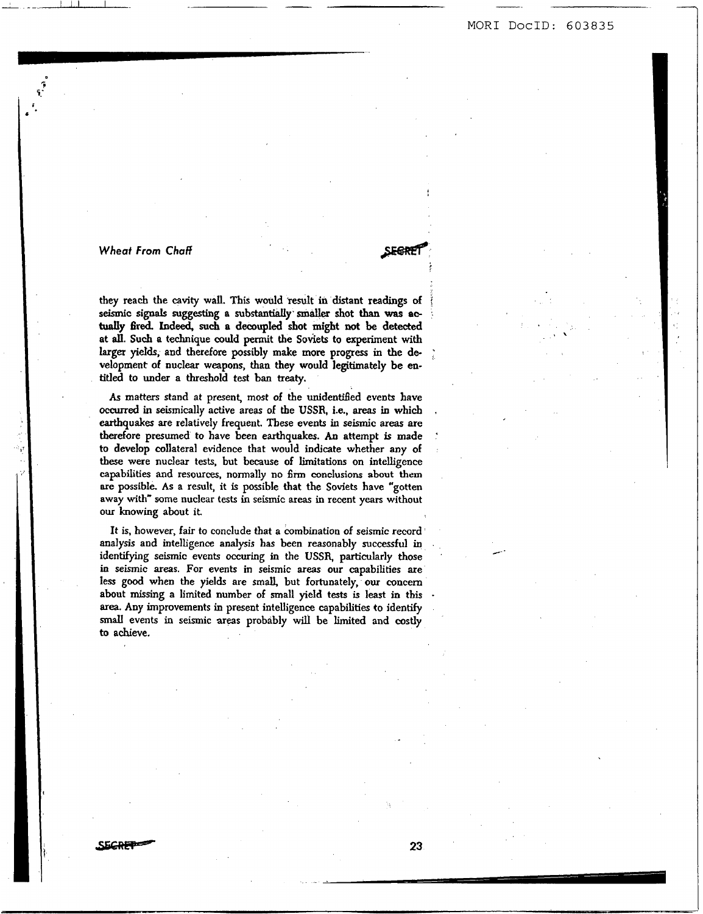they reach the cavity wall. This would result in distant readings of seismic signals suggesting a substantially smaller shot than was actually fired. Indeed, such a decoupled shot might not be detected at all. Such a technique could permit the Soviets to experiment with larger yields, and therefore possibly make more progress in the development of nuclear weapons, than they would legitimately be entitled to under a threshold test ban treaty.

As matters stand at present, most of the unidentified events have occurred in seismically active areas of the USSR, i.e., areas in which earthquakes are relatively frequent. These events in seismic areas are therefore presumed to have been earthquakes. An attempt is made to develop collateral evidence that would indicate whether any of these were nuclear tests, but because of limitations on intelligence capabilities and resources, normally no firm conclusions about them are possible. As a result, it is possible that the Soviets have "gotten away with" some nuclear tests in seismic areas in recent years without our knowing about it.

It is, however, fair to conclude that a combination of seismic record analysis and intelligence analysis has been reasonably successful in identifying seismic events occuring in the USSR, particularly those in seismic areas. For events in seismic areas our capabilities are less good when the yields are small, but fortunately, our concern about missing a limited number of small yield tests is least in this area. Any improvements in present intelligence capabilities to identify small events in seismic areas probably will be limited and costly to achieve.